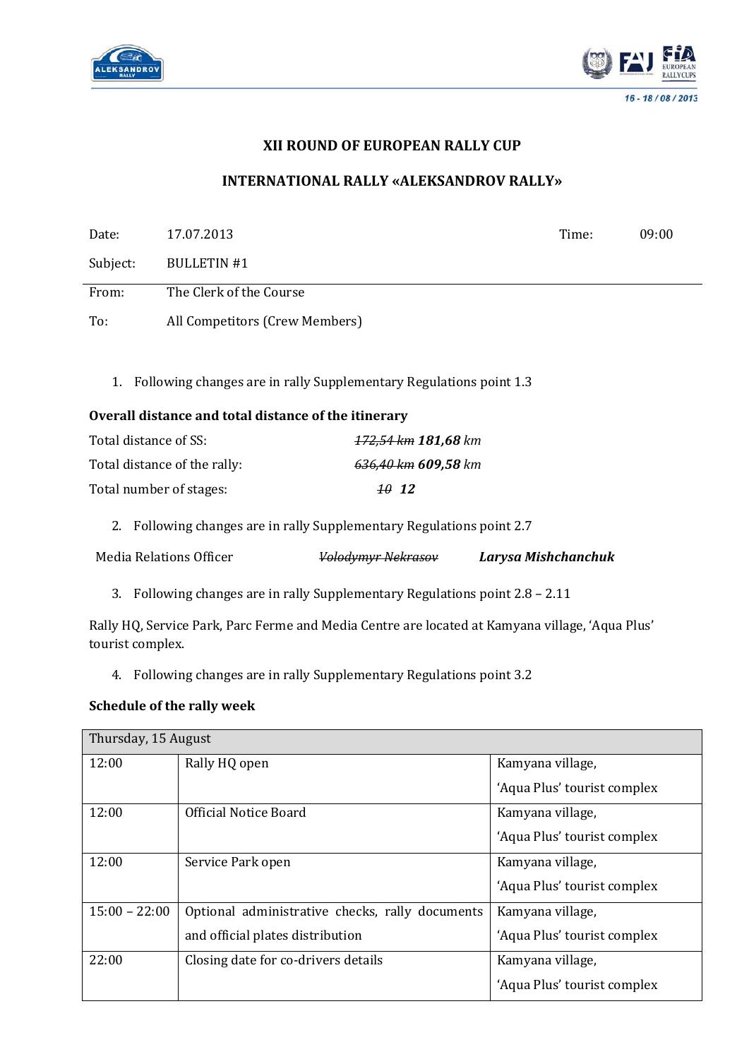## XII ROUND OF EUROPEAN RALLY CUP

## INTERNATIONAL RALLY «ALEKSANDROV RALLY»

| | | | |
|---|---|---|---|
| Date: | 17.07.2013 | Time: | 09:00 |
| Subject: | BULLETIN #1 | | |
| From: | The Clerk of the Course | | |
| To: | All Competitors (Crew Members) | | |

1. Following changes are in rally Supplementary Regulations point 1.3

**Overall distance and total distance of the itinerary**

| | |
|---|---|
| Total distance of SS: | ~~*172,54 km*~~ ***181,68** km* |
| Total distance of the rally: | ~~*636,40 km*~~ ***609,58** km* |
| Total number of stages: | ~~*10*~~ ***12*** |

2. Following changes are in rally Supplementary Regulations point 2.7

| | | |
|---|---|---|
| Media Relations Officer | ~~*Volodymyr Nekrasov*~~ | ***Larysa Mishchanchuk*** |

3. Following changes are in rally Supplementary Regulations point 2.8 – 2.11

Rally HQ, Service Park, Parc Ferme and Media Centre are located at Kamyana village, 'Aqua Plus' tourist complex.

4. Following changes are in rally Supplementary Regulations point 3.2

**Schedule of the rally week**

| Thursday, 15 August | | |
|---|---|---|
| 12:00 | Rally HQ open | Kamyana village, 'Aqua Plus' tourist complex |
| 12:00 | Official Notice Board | Kamyana village, 'Aqua Plus' tourist complex |
| 12:00 | Service Park open | Kamyana village, 'Aqua Plus' tourist complex |
| 15:00 – 22:00 | Optional administrative checks, rally documents and official plates distribution | Kamyana village, 'Aqua Plus' tourist complex |
| 22:00 | Closing date for co-drivers details | Kamyana village, 'Aqua Plus' tourist complex |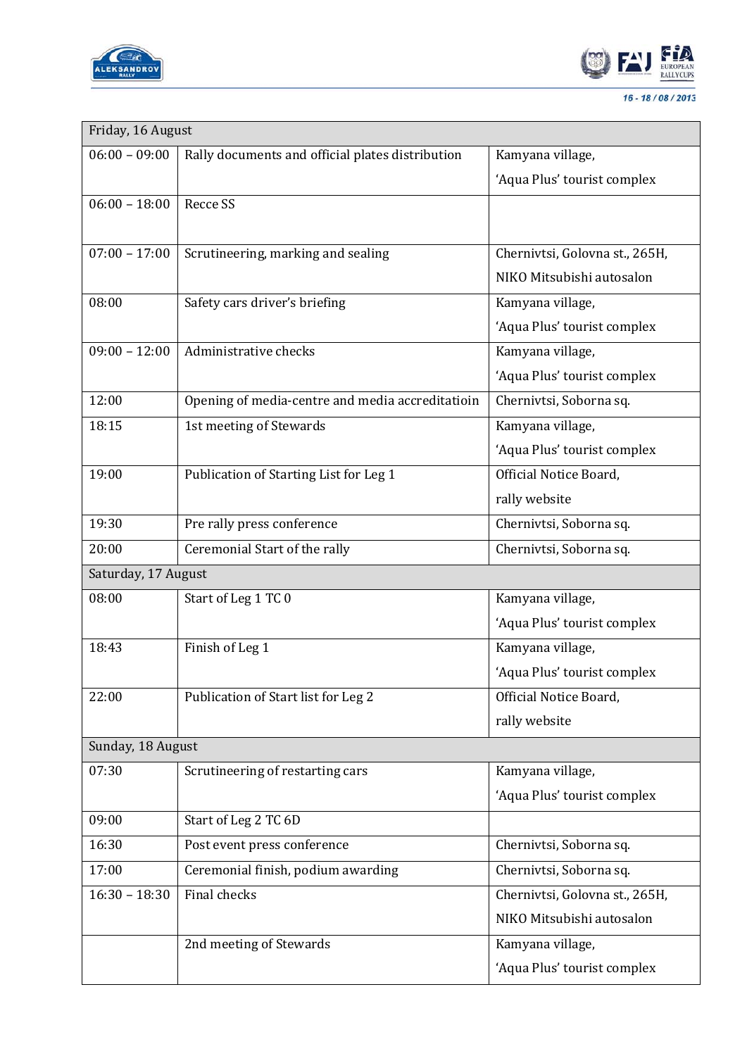| Friday, 16 August | | |
|---|---|---|
| 06:00 – 09:00 | Rally documents and official plates distribution | Kamyana village, 'Aqua Plus' tourist complex |
| 06:00 – 18:00 | Recce SS | |
| 07:00 – 17:00 | Scrutineering, marking and sealing | Chernivtsi, Golovna st., 265H, NIKO Mitsubishi autosalon |
| 08:00 | Safety cars driver's briefing | Kamyana village, 'Aqua Plus' tourist complex |
| 09:00 – 12:00 | Administrative checks | Kamyana village, 'Aqua Plus' tourist complex |
| 12:00 | Opening of media-centre and media accreditatioin | Chernivtsi, Soborna sq. |
| 18:15 | 1st meeting of Stewards | Kamyana village, 'Aqua Plus' tourist complex |
| 19:00 | Publication of Starting List for Leg 1 | Official Notice Board, rally website |
| 19:30 | Pre rally press conference | Chernivtsi, Soborna sq. |
| 20:00 | Ceremonial Start of the rally | Chernivtsi, Soborna sq. |
| **Saturday, 17 August** | | |
| 08:00 | Start of Leg 1 TC 0 | Kamyana village, 'Aqua Plus' tourist complex |
| 18:43 | Finish of Leg 1 | Kamyana village, 'Aqua Plus' tourist complex |
| 22:00 | Publication of Start list for Leg 2 | Official Notice Board, rally website |
| **Sunday, 18 August** | | |
| 07:30 | Scrutineering of restarting cars | Kamyana village, 'Aqua Plus' tourist complex |
| 09:00 | Start of Leg 2 TC 6D | |
| 16:30 | Post event press conference | Chernivtsi, Soborna sq. |
| 17:00 | Ceremonial finish, podium awarding | Chernivtsi, Soborna sq. |
| 16:30 – 18:30 | Final checks | Chernivtsi, Golovna st., 265H, NIKO Mitsubishi autosalon |
| | 2nd meeting of Stewards | Kamyana village, 'Aqua Plus' tourist complex |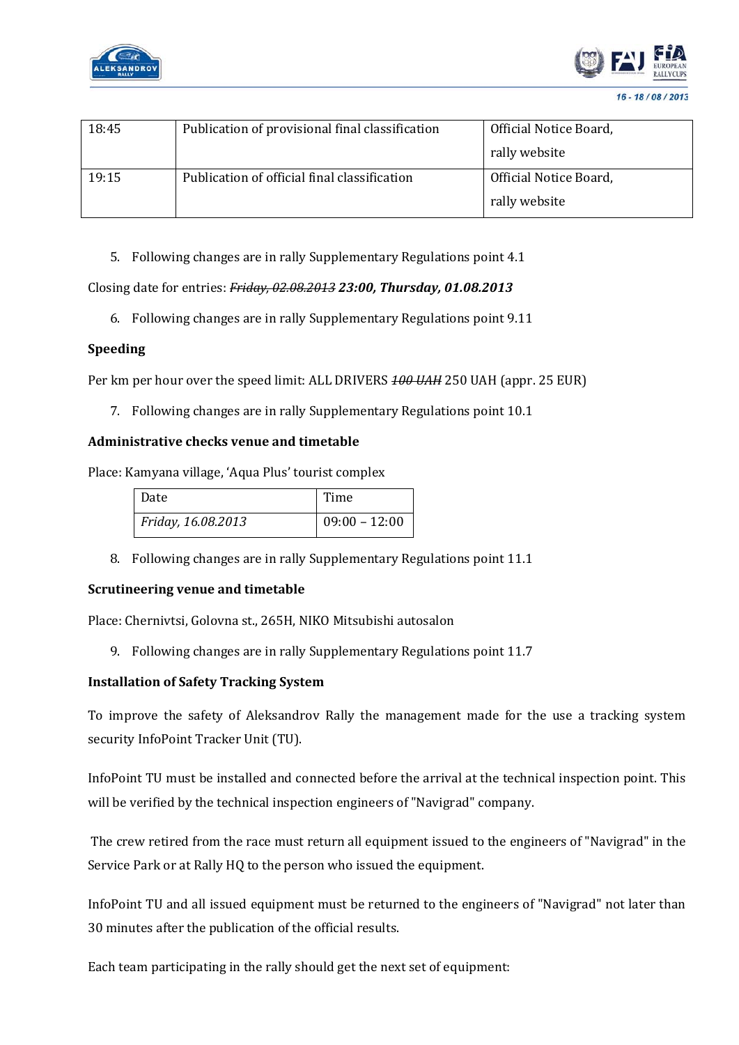| 18:45 | Publication of provisional final classification | Official Notice Board, rally website |
|---|---|---|
| 19:15 | Publication of official final classification | Official Notice Board, rally website |

5. Following changes are in rally Supplementary Regulations point 4.1

Closing date for entries: ~~*Friday, 02.08.2013*~~ ***23:00, Thursday, 01.08.2013***

6. Following changes are in rally Supplementary Regulations point 9.11

**Speeding**

Per km per hour over the speed limit: ALL DRIVERS ~~*100 UAH*~~ 250 UAH (appr. 25 EUR)

7. Following changes are in rally Supplementary Regulations point 10.1

**Administrative checks venue and timetable**

Place: Kamyana village, 'Aqua Plus' tourist complex

| Date | Time |
|---|---|
| *Friday, 16.08.2013* | 09:00 – 12:00 |

8. Following changes are in rally Supplementary Regulations point 11.1

**Scrutineering venue and timetable**

Place: Chernivtsi, Golovna st., 265H, NIKO Mitsubishi autosalon

9. Following changes are in rally Supplementary Regulations point 11.7

**Installation of Safety Tracking System**

To improve the safety of Aleksandrov Rally the management made for the use a tracking system security InfoPoint Tracker Unit (TU).

InfoPoint TU must be installed and connected before the arrival at the technical inspection point. This will be verified by the technical inspection engineers of "Navigrad" company.

The crew retired from the race must return all equipment issued to the engineers of "Navigrad" in the Service Park or at Rally HQ to the person who issued the equipment.

InfoPoint TU and all issued equipment must be returned to the engineers of "Navigrad" not later than 30 minutes after the publication of the official results.

Each team participating in the rally should get the next set of equipment: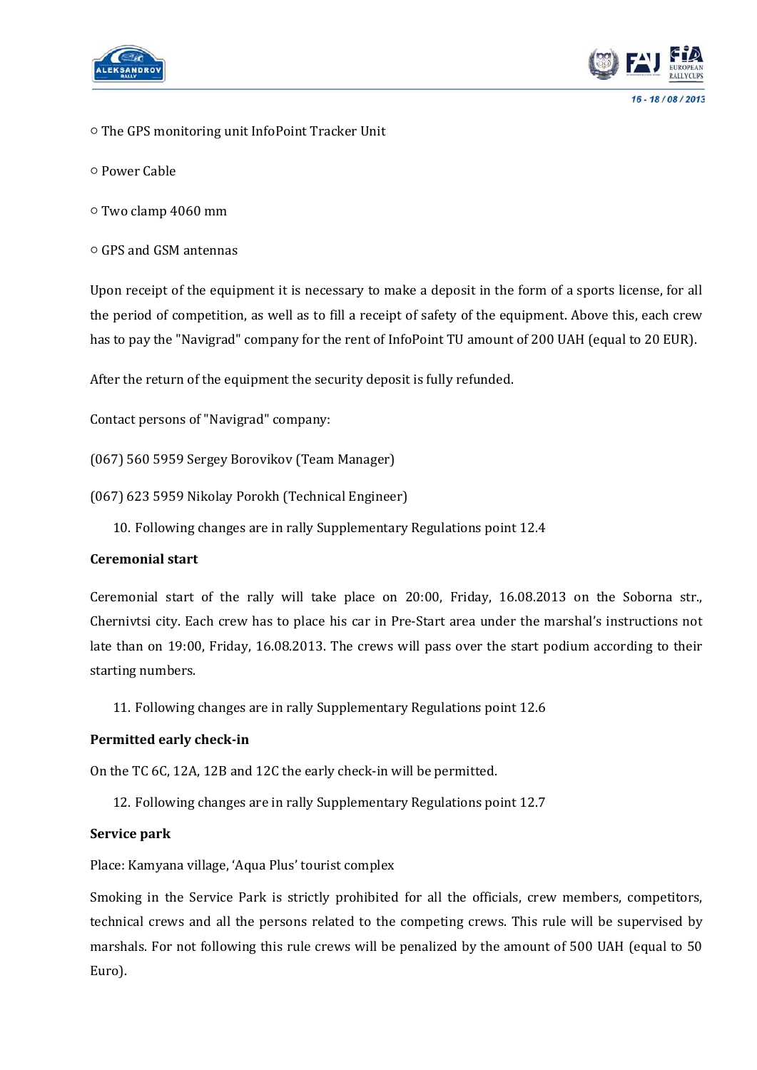- The GPS monitoring unit InfoPoint Tracker Unit
- Power Cable
- Two clamp 4060 mm
- GPS and GSM antennas

Upon receipt of the equipment it is necessary to make a deposit in the form of a sports license, for all the period of competition, as well as to fill a receipt of safety of the equipment. Above this, each crew has to pay the "Navigrad" company for the rent of InfoPoint TU amount of 200 UAH (equal to 20 EUR).

After the return of the equipment the security deposit is fully refunded.

Contact persons of "Navigrad" company:

(067) 560 5959 Sergey Borovikov (Team Manager)

(067) 623 5959 Nikolay Porokh (Technical Engineer)

10. Following changes are in rally Supplementary Regulations point 12.4

**Ceremonial start**

Ceremonial start of the rally will take place on 20:00, Friday, 16.08.2013 on the Soborna str., Chernivtsi city. Each crew has to place his car in Pre-Start area under the marshal's instructions not late than on 19:00, Friday, 16.08.2013. The crews will pass over the start podium according to their starting numbers.

11. Following changes are in rally Supplementary Regulations point 12.6

**Permitted early check-in**

On the TC 6C, 12A, 12B and 12C the early check-in will be permitted.

12. Following changes are in rally Supplementary Regulations point 12.7

**Service park**

Place: Kamyana village, 'Aqua Plus' tourist complex

Smoking in the Service Park is strictly prohibited for all the officials, crew members, competitors, technical crews and all the persons related to the competing crews. This rule will be supervised by marshals. For not following this rule crews will be penalized by the amount of 500 UAH (equal to 50 Euro).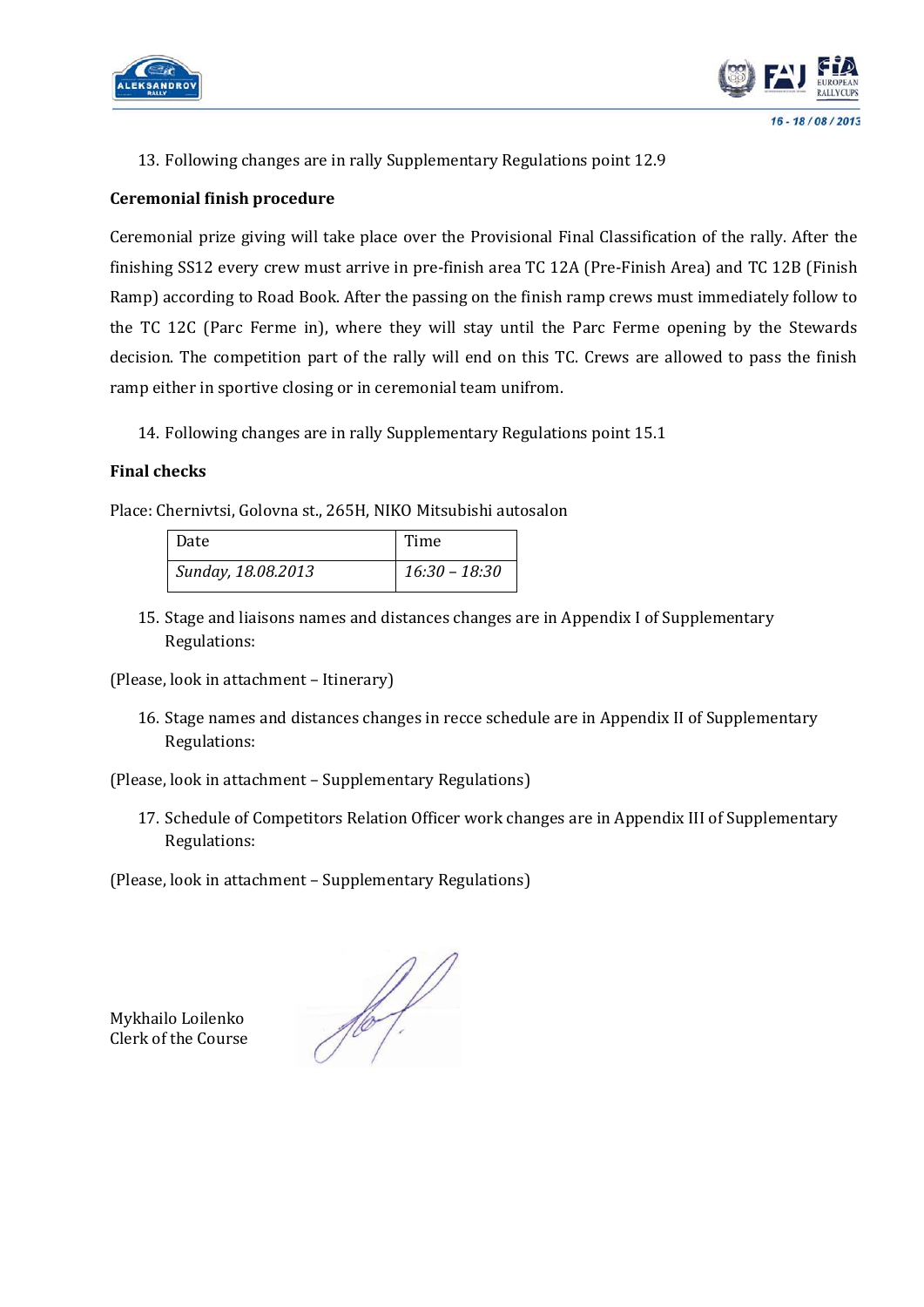13. Following changes are in rally Supplementary Regulations point 12.9

**Ceremonial finish procedure**

Ceremonial prize giving will take place over the Provisional Final Classification of the rally. After the finishing SS12 every crew must arrive in pre-finish area TC 12A (Pre-Finish Area) and TC 12B (Finish Ramp) according to Road Book. After the passing on the finish ramp crews must immediately follow to the TC 12C (Parc Ferme in), where they will stay until the Parc Ferme opening by the Stewards decision. The competition part of the rally will end on this TC. Crews are allowed to pass the finish ramp either in sportive closing or in ceremonial team unifrom.

14. Following changes are in rally Supplementary Regulations point 15.1

**Final checks**

Place: Chernivtsi, Golovna st., 265H, NIKO Mitsubishi autosalon

| Date | Time |
|---|---|
| *Sunday, 18.08.2013* | *16:30 – 18:30* |

15. Stage and liaisons names and distances changes are in Appendix I of Supplementary Regulations:

(Please, look in attachment – Itinerary)

16. Stage names and distances changes in recce schedule are in Appendix II of Supplementary Regulations:

(Please, look in attachment – Supplementary Regulations)

17. Schedule of Competitors Relation Officer work changes are in Appendix III of Supplementary Regulations:

(Please, look in attachment – Supplementary Regulations)

Mykhailo Loilenko
Clerk of the Course